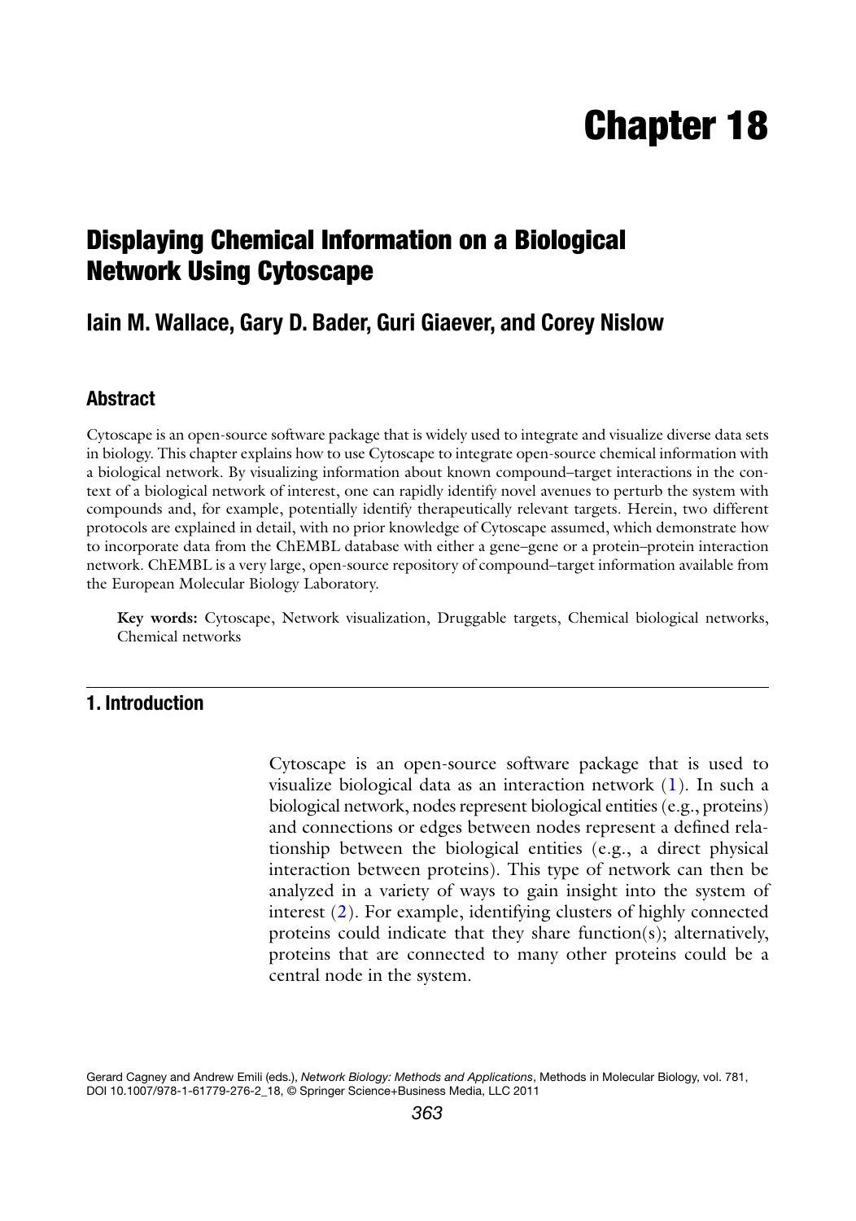# Chapter 18

## Displaying Chemical Information on a Biological Network Using Cytoscape

### Iain M. Wallace, Gary D. Bader, Guri Giaever, and Corey Nislow

### Abstract

Cytoscape is an open-source software package that is widely used to integrate and visualize diverse data sets in biology. This chapter explains how to use Cytoscape to integrate open-source chemical information with a biological network. By visualizing information about known compound–target interactions in the context of a biological network of interest, one can rapidly identify novel avenues to perturb the system with compounds and, for example, potentially identify therapeutically relevant targets. Herein, two different protocols are explained in detail, with no prior knowledge of Cytoscape assumed, which demonstrate how to incorporate data from the ChEMBL database with either a gene–gene or a protein–protein interaction network. ChEMBL is a very large, open-source repository of compound–target information available from the European Molecular Biology Laboratory.

**Key words:** Cytoscape, Network visualization, Druggable targets, Chemical biological networks, Chemical networks

## 1. Introduction

Cytoscape is an open-source software package that is used to visualize biological data as an interaction network (1). In such a biological network, nodes represent biological entities (e.g., proteins) and connections or edges between nodes represent a defined relationship between the biological entities (e.g., a direct physical interaction between proteins). This type of network can then be analyzed in a variety of ways to gain insight into the system of interest (2). For example, identifying clusters of highly connected proteins could indicate that they share function(s); alternatively, proteins that are connected to many other proteins could be a central node in the system.

Gerard Cagney and Andrew Emili (eds.), *Network Biology: Methods and Applications*, Methods in Molecular Biology, vol. 781, DOI 10.1007/978-1-61779-276-2_18, © Springer Science+Business Media, LLC 2011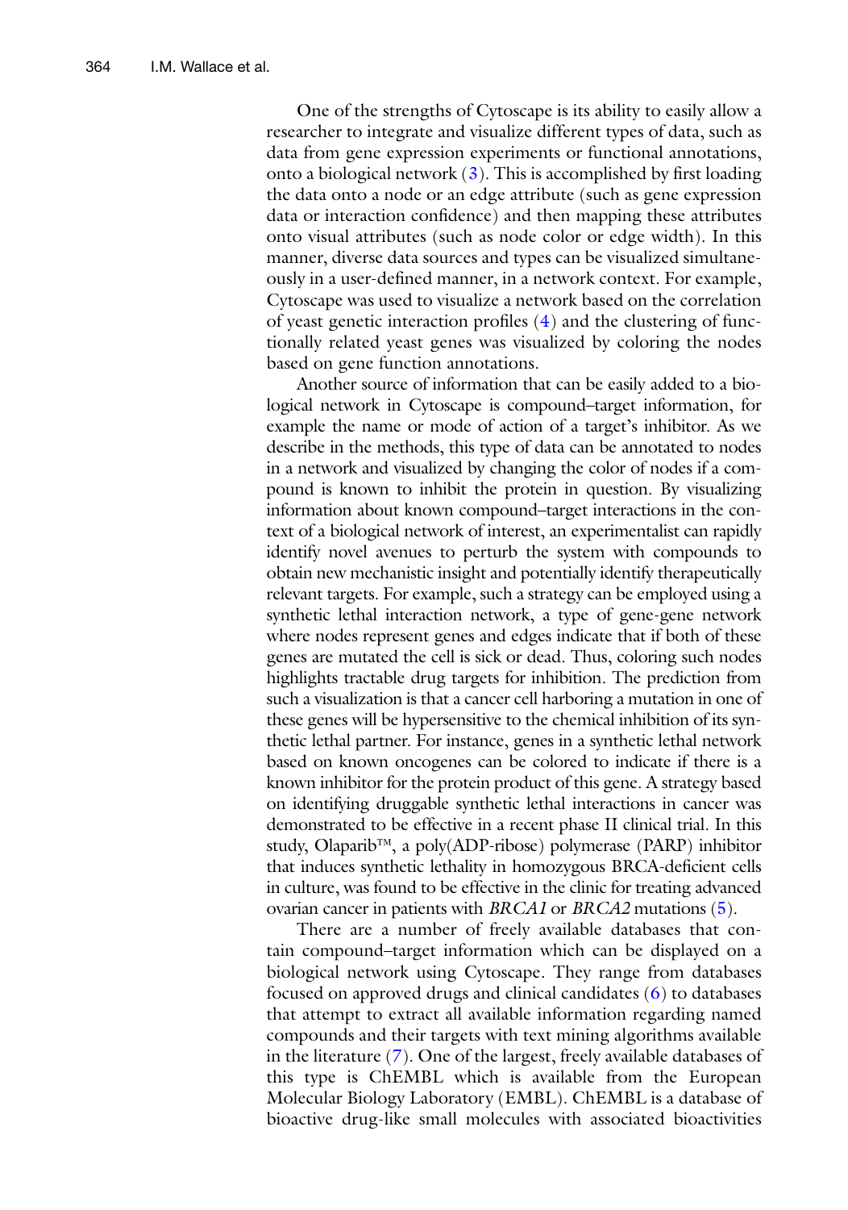One of the strengths of Cytoscape is its ability to easily allow a researcher to integrate and visualize different types of data, such as data from gene expression experiments or functional annotations, onto a biological network (3). This is accomplished by first loading the data onto a node or an edge attribute (such as gene expression data or interaction confidence) and then mapping these attributes onto visual attributes (such as node color or edge width). In this manner, diverse data sources and types can be visualized simultaneously in a user-defined manner, in a network context. For example, Cytoscape was used to visualize a network based on the correlation of yeast genetic interaction profiles (4) and the clustering of functionally related yeast genes was visualized by coloring the nodes based on gene function annotations.

Another source of information that can be easily added to a biological network in Cytoscape is compound–target information, for example the name or mode of action of a target's inhibitor. As we describe in the methods, this type of data can be annotated to nodes in a network and visualized by changing the color of nodes if a compound is known to inhibit the protein in question. By visualizing information about known compound–target interactions in the context of a biological network of interest, an experimentalist can rapidly identify novel avenues to perturb the system with compounds to obtain new mechanistic insight and potentially identify therapeutically relevant targets. For example, such a strategy can be employed using a synthetic lethal interaction network, a type of gene-gene network where nodes represent genes and edges indicate that if both of these genes are mutated the cell is sick or dead. Thus, coloring such nodes highlights tractable drug targets for inhibition. The prediction from such a visualization is that a cancer cell harboring a mutation in one of these genes will be hypersensitive to the chemical inhibition of its synthetic lethal partner. For instance, genes in a synthetic lethal network based on known oncogenes can be colored to indicate if there is a known inhibitor for the protein product of this gene. A strategy based on identifying druggable synthetic lethal interactions in cancer was demonstrated to be effective in a recent phase II clinical trial. In this study, Olaparib™, a poly(ADP-ribose) polymerase (PARP) inhibitor that induces synthetic lethality in homozygous BRCA-deficient cells in culture, was found to be effective in the clinic for treating advanced ovarian cancer in patients with *BRCA1* or *BRCA2* mutations (5).

There are a number of freely available databases that contain compound–target information which can be displayed on a biological network using Cytoscape. They range from databases focused on approved drugs and clinical candidates (6) to databases that attempt to extract all available information regarding named compounds and their targets with text mining algorithms available in the literature (7). One of the largest, freely available databases of this type is ChEMBL which is available from the European Molecular Biology Laboratory (EMBL). ChEMBL is a database of bioactive drug-like small molecules with associated bioactivities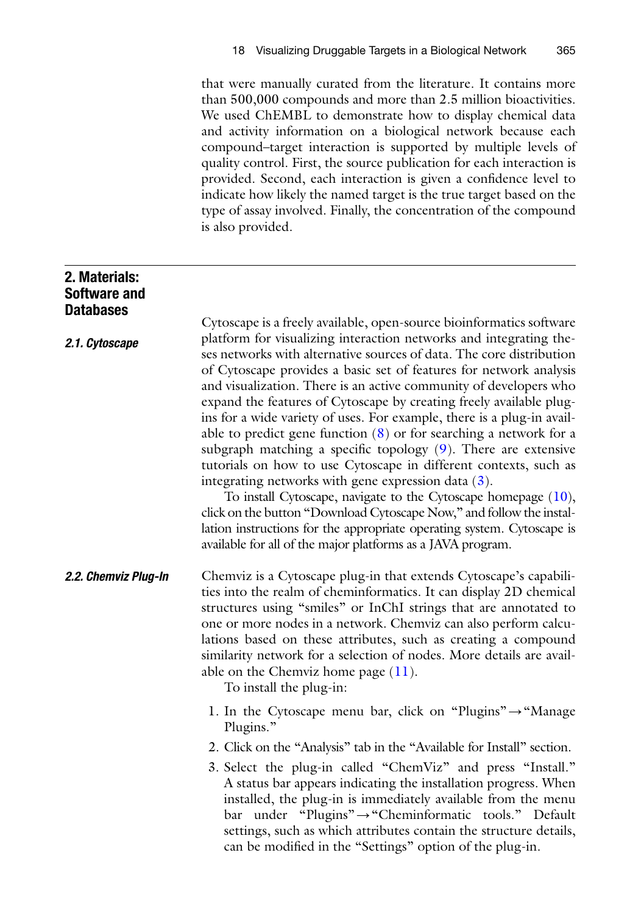that were manually curated from the literature. It contains more than 500,000 compounds and more than 2.5 million bioactivities. We used ChEMBL to demonstrate how to display chemical data and activity information on a biological network because each compound–target interaction is supported by multiple levels of quality control. First, the source publication for each interaction is provided. Second, each interaction is given a confidence level to indicate how likely the named target is the true target based on the type of assay involved. Finally, the concentration of the compound is also provided.

## 2. Materials: Software and Databases

### 2.1. Cytoscape

Cytoscape is a freely available, open-source bioinformatics software platform for visualizing interaction networks and integrating theses networks with alternative sources of data. The core distribution of Cytoscape provides a basic set of features for network analysis and visualization. There is an active community of developers who expand the features of Cytoscape by creating freely available plug-ins for a wide variety of uses. For example, there is a plug-in available to predict gene function (8) or for searching a network for a subgraph matching a specific topology (9). There are extensive tutorials on how to use Cytoscape in different contexts, such as integrating networks with gene expression data (3).

To install Cytoscape, navigate to the Cytoscape homepage (10), click on the button "Download Cytoscape Now," and follow the installation instructions for the appropriate operating system. Cytoscape is available for all of the major platforms as a JAVA program.

### 2.2. Chemviz Plug-In

Chemviz is a Cytoscape plug-in that extends Cytoscape's capabilities into the realm of cheminformatics. It can display 2D chemical structures using "smiles" or InChI strings that are annotated to one or more nodes in a network. Chemviz can also perform calculations based on these attributes, such as creating a compound similarity network for a selection of nodes. More details are available on the Chemviz home page (11).

To install the plug-in:

1. In the Cytoscape menu bar, click on "Plugins" → "Manage Plugins."
2. Click on the "Analysis" tab in the "Available for Install" section.
3. Select the plug-in called "ChemViz" and press "Install." A status bar appears indicating the installation progress. When installed, the plug-in is immediately available from the menu bar under "Plugins" → "Cheminformatic tools." Default settings, such as which attributes contain the structure details, can be modified in the "Settings" option of the plug-in.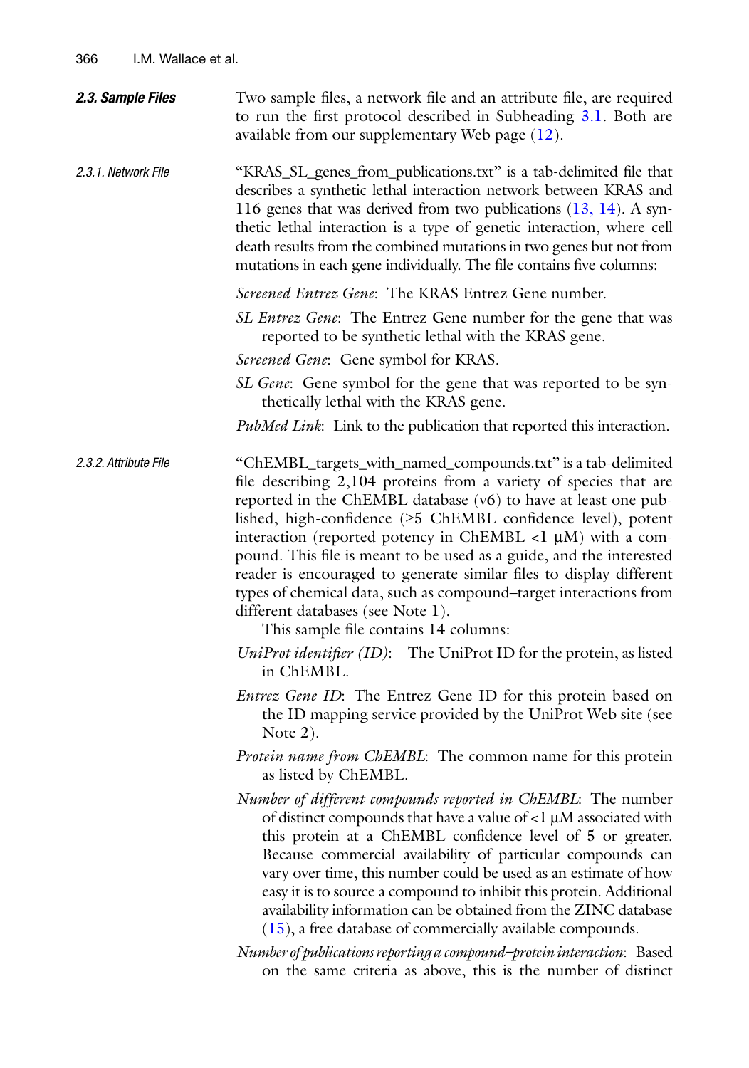### 2.3. Sample Files

Two sample files, a network file and an attribute file, are required to run the first protocol described in Subheading 3.1. Both are available from our supplementary Web page (12).

#### 2.3.1. Network File

"KRAS_SL_genes_from_publications.txt" is a tab-delimited file that describes a synthetic lethal interaction network between KRAS and 116 genes that was derived from two publications (13, 14). A synthetic lethal interaction is a type of genetic interaction, where cell death results from the combined mutations in two genes but not from mutations in each gene individually. The file contains five columns:

*Screened Entrez Gene*: The KRAS Entrez Gene number.

*SL Entrez Gene*: The Entrez Gene number for the gene that was reported to be synthetic lethal with the KRAS gene.

*Screened Gene*: Gene symbol for KRAS.

*SL Gene*: Gene symbol for the gene that was reported to be synthetically lethal with the KRAS gene.

*PubMed Link*: Link to the publication that reported this interaction.

#### 2.3.2. Attribute File

"ChEMBL_targets_with_named_compounds.txt" is a tab-delimited file describing 2,104 proteins from a variety of species that are reported in the ChEMBL database (v6) to have at least one published, high-confidence (≥5 ChEMBL confidence level), potent interaction (reported potency in ChEMBL <1 μM) with a compound. This file is meant to be used as a guide, and the interested reader is encouraged to generate similar files to display different types of chemical data, such as compound–target interactions from different databases (see Note 1).

This sample file contains 14 columns:

*UniProt identifier (ID)*: The UniProt ID for the protein, as listed in ChEMBL.

*Entrez Gene ID*: The Entrez Gene ID for this protein based on the ID mapping service provided by the UniProt Web site (see Note 2).

*Protein name from ChEMBL*: The common name for this protein as listed by ChEMBL.

*Number of different compounds reported in ChEMBL*: The number of distinct compounds that have a value of <1 μM associated with this protein at a ChEMBL confidence level of 5 or greater. Because commercial availability of particular compounds can vary over time, this number could be used as an estimate of how easy it is to source a compound to inhibit this protein. Additional availability information can be obtained from the ZINC database (15), a free database of commercially available compounds.

*Number of publications reporting a compound–protein interaction*: Based on the same criteria as above, this is the number of distinct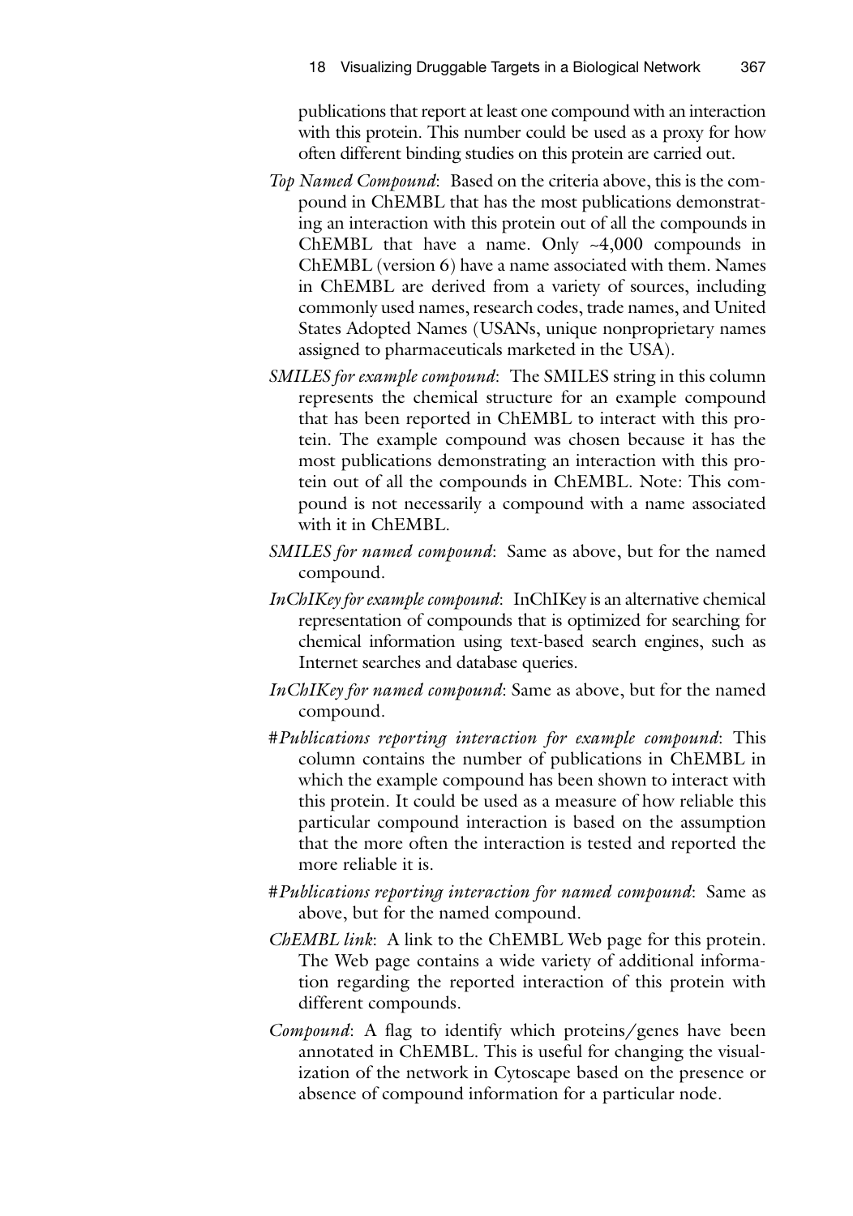publications that report at least one compound with an interaction with this protein. This number could be used as a proxy for how often different binding studies on this protein are carried out.

*Top Named Compound*: Based on the criteria above, this is the compound in ChEMBL that has the most publications demonstrating an interaction with this protein out of all the compounds in ChEMBL that have a name. Only ~4,000 compounds in ChEMBL (version 6) have a name associated with them. Names in ChEMBL are derived from a variety of sources, including commonly used names, research codes, trade names, and United States Adopted Names (USANs, unique nonproprietary names assigned to pharmaceuticals marketed in the USA).

*SMILES for example compound*: The SMILES string in this column represents the chemical structure for an example compound that has been reported in ChEMBL to interact with this protein. The example compound was chosen because it has the most publications demonstrating an interaction with this protein out of all the compounds in ChEMBL. Note: This compound is not necessarily a compound with a name associated with it in ChEMBL.

*SMILES for named compound*: Same as above, but for the named compound.

*InChIKey for example compound*: InChIKey is an alternative chemical representation of compounds that is optimized for searching for chemical information using text-based search engines, such as Internet searches and database queries.

*InChIKey for named compound*: Same as above, but for the named compound.

*#Publications reporting interaction for example compound*: This column contains the number of publications in ChEMBL in which the example compound has been shown to interact with this protein. It could be used as a measure of how reliable this particular compound interaction is based on the assumption that the more often the interaction is tested and reported the more reliable it is.

*#Publications reporting interaction for named compound*: Same as above, but for the named compound.

*ChEMBL link*: A link to the ChEMBL Web page for this protein. The Web page contains a wide variety of additional information regarding the reported interaction of this protein with different compounds.

*Compound*: A flag to identify which proteins/genes have been annotated in ChEMBL. This is useful for changing the visualization of the network in Cytoscape based on the presence or absence of compound information for a particular node.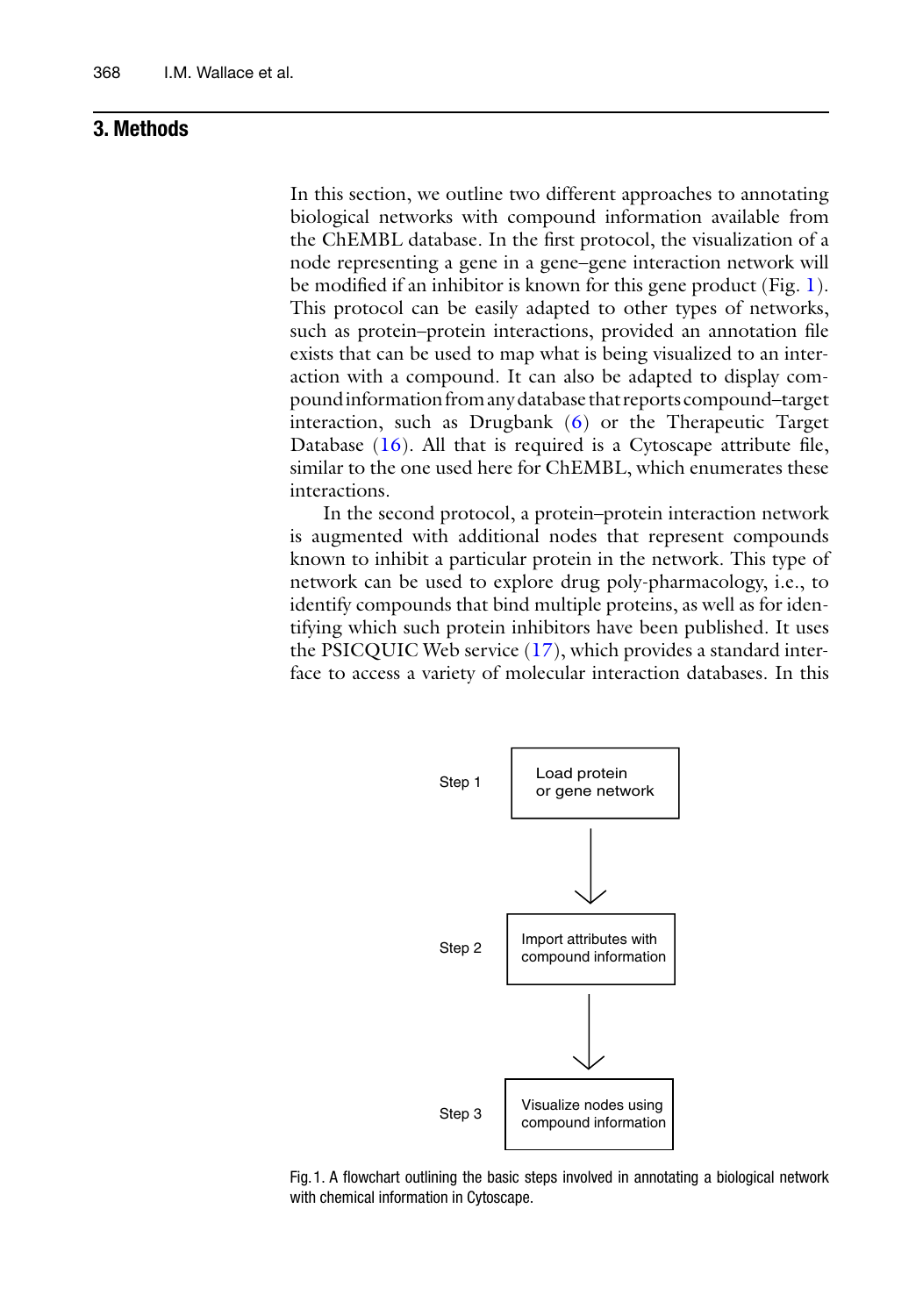## 3. Methods

In this section, we outline two different approaches to annotating biological networks with compound information available from the ChEMBL database. In the first protocol, the visualization of a node representing a gene in a gene–gene interaction network will be modified if an inhibitor is known for this gene product (Fig. 1). This protocol can be easily adapted to other types of networks, such as protein–protein interactions, provided an annotation file exists that can be used to map what is being visualized to an interaction with a compound. It can also be adapted to display compound information from any database that reports compound–target interaction, such as Drugbank (6) or the Therapeutic Target Database (16). All that is required is a Cytoscape attribute file, similar to the one used here for ChEMBL, which enumerates these interactions.

In the second protocol, a protein–protein interaction network is augmented with additional nodes that represent compounds known to inhibit a particular protein in the network. This type of network can be used to explore drug poly-pharmacology, i.e., to identify compounds that bind multiple proteins, as well as for identifying which such protein inhibitors have been published. It uses the PSICQUIC Web service (17), which provides a standard interface to access a variety of molecular interaction databases. In this

Step 1 — Load protein or gene network

↓

Step 2 — Import attributes with compound information

↓

Step 3 — Visualize nodes using compound information

Fig. 1. A flowchart outlining the basic steps involved in annotating a biological network with chemical information in Cytoscape.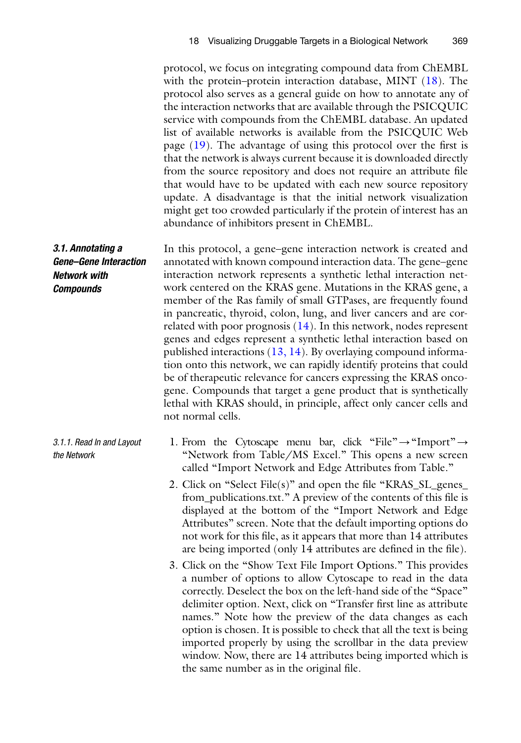protocol, we focus on integrating compound data from ChEMBL with the protein–protein interaction database, MINT (18). The protocol also serves as a general guide on how to annotate any of the interaction networks that are available through the PSICQUIC service with compounds from the ChEMBL database. An updated list of available networks is available from the PSICQUIC Web page (19). The advantage of using this protocol over the first is that the network is always current because it is downloaded directly from the source repository and does not require an attribute file that would have to be updated with each new source repository update. A disadvantage is that the initial network visualization might get too crowded particularly if the protein of interest has an abundance of inhibitors present in ChEMBL.

### 3.1. Annotating a Gene–Gene Interaction Network with Compounds

In this protocol, a gene–gene interaction network is created and annotated with known compound interaction data. The gene–gene interaction network represents a synthetic lethal interaction network centered on the KRAS gene. Mutations in the KRAS gene, a member of the Ras family of small GTPases, are frequently found in pancreatic, thyroid, colon, lung, and liver cancers and are correlated with poor prognosis (14). In this network, nodes represent genes and edges represent a synthetic lethal interaction based on published interactions (13, 14). By overlaying compound information onto this network, we can rapidly identify proteins that could be of therapeutic relevance for cancers expressing the KRAS oncogene. Compounds that target a gene product that is synthetically lethal with KRAS should, in principle, affect only cancer cells and not normal cells.

#### 3.1.1. Read In and Layout the Network

1. From the Cytoscape menu bar, click "File" → "Import" → "Network from Table/MS Excel." This opens a new screen called "Import Network and Edge Attributes from Table."
2. Click on "Select File(s)" and open the file "KRAS_SL_genes_from_publications.txt." A preview of the contents of this file is displayed at the bottom of the "Import Network and Edge Attributes" screen. Note that the default importing options do not work for this file, as it appears that more than 14 attributes are being imported (only 14 attributes are defined in the file).
3. Click on the "Show Text File Import Options." This provides a number of options to allow Cytoscape to read in the data correctly. Deselect the box on the left-hand side of the "Space" delimiter option. Next, click on "Transfer first line as attribute names." Note how the preview of the data changes as each option is chosen. It is possible to check that all the text is being imported properly by using the scrollbar in the data preview window. Now, there are 14 attributes being imported which is the same number as in the original file.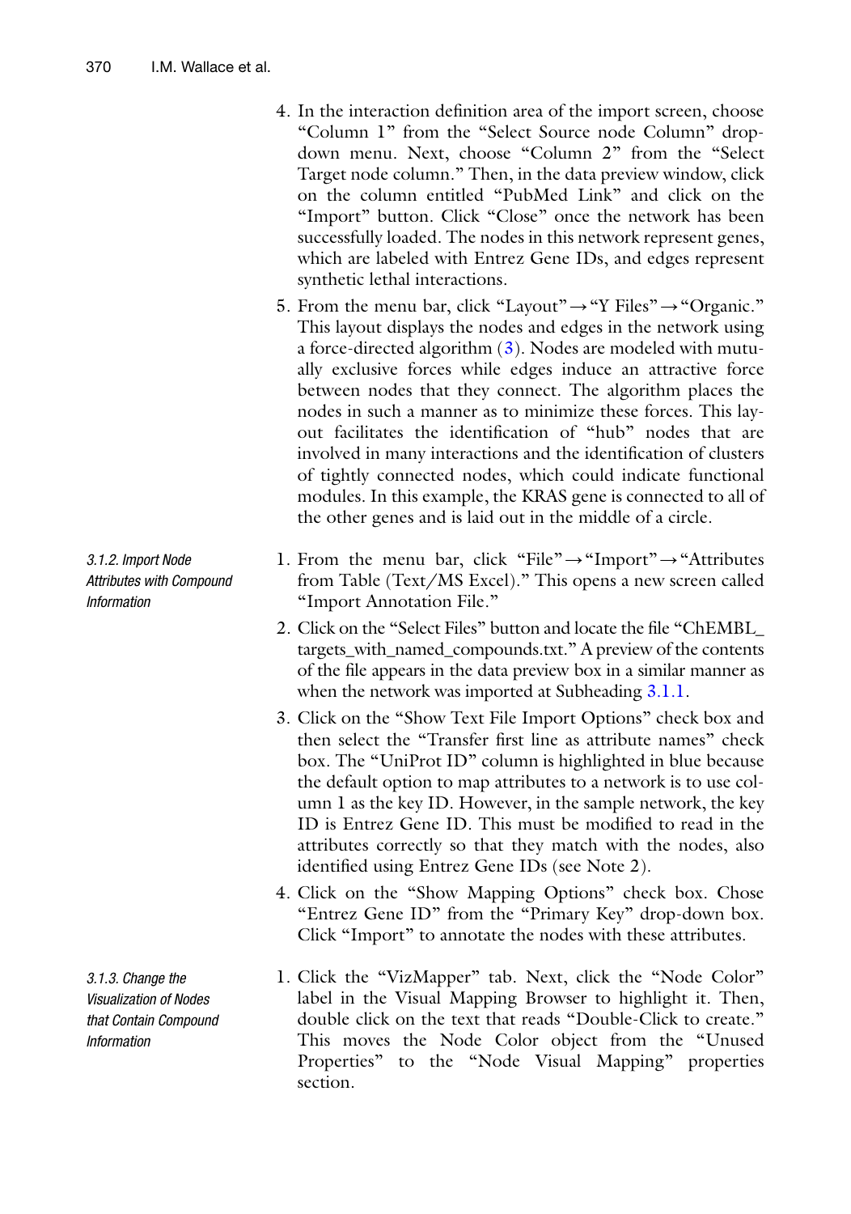4. In the interaction definition area of the import screen, choose "Column 1" from the "Select Source node Column" drop-down menu. Next, choose "Column 2" from the "Select Target node column." Then, in the data preview window, click on the column entitled "PubMed Link" and click on the "Import" button. Click "Close" once the network has been successfully loaded. The nodes in this network represent genes, which are labeled with Entrez Gene IDs, and edges represent synthetic lethal interactions.
5. From the menu bar, click "Layout" → "Y Files" → "Organic." This layout displays the nodes and edges in the network using a force-directed algorithm (3). Nodes are modeled with mutually exclusive forces while edges induce an attractive force between nodes that they connect. The algorithm places the nodes in such a manner as to minimize these forces. This layout facilitates the identification of "hub" nodes that are involved in many interactions and the identification of clusters of tightly connected nodes, which could indicate functional modules. In this example, the KRAS gene is connected to all of the other genes and is laid out in the middle of a circle.

#### 3.1.2. Import Node Attributes with Compound Information

1. From the menu bar, click "File" → "Import" → "Attributes from Table (Text/MS Excel)." This opens a new screen called "Import Annotation File."
2. Click on the "Select Files" button and locate the file "ChEMBL_targets_with_named_compounds.txt." A preview of the contents of the file appears in the data preview box in a similar manner as when the network was imported at Subheading 3.1.1.
3. Click on the "Show Text File Import Options" check box and then select the "Transfer first line as attribute names" check box. The "UniProt ID" column is highlighted in blue because the default option to map attributes to a network is to use column 1 as the key ID. However, in the sample network, the key ID is Entrez Gene ID. This must be modified to read in the attributes correctly so that they match with the nodes, also identified using Entrez Gene IDs (see Note 2).
4. Click on the "Show Mapping Options" check box. Chose "Entrez Gene ID" from the "Primary Key" drop-down box. Click "Import" to annotate the nodes with these attributes.

#### 3.1.3. Change the Visualization of Nodes that Contain Compound Information

1. Click the "VizMapper" tab. Next, click the "Node Color" label in the Visual Mapping Browser to highlight it. Then, double click on the text that reads "Double-Click to create." This moves the Node Color object from the "Unused Properties" to the "Node Visual Mapping" properties section.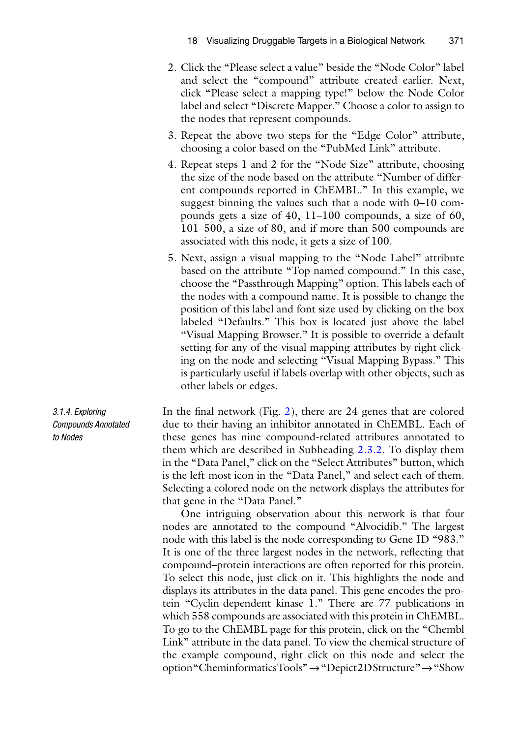2. Click the "Please select a value" beside the "Node Color" label and select the "compound" attribute created earlier. Next, click "Please select a mapping type!" below the Node Color label and select "Discrete Mapper." Choose a color to assign to the nodes that represent compounds.
3. Repeat the above two steps for the "Edge Color" attribute, choosing a color based on the "PubMed Link" attribute.
4. Repeat steps 1 and 2 for the "Node Size" attribute, choosing the size of the node based on the attribute "Number of different compounds reported in ChEMBL." In this example, we suggest binning the values such that a node with 0–10 compounds gets a size of 40, 11–100 compounds, a size of 60, 101–500, a size of 80, and if more than 500 compounds are associated with this node, it gets a size of 100.
5. Next, assign a visual mapping to the "Node Label" attribute based on the attribute "Top named compound." In this case, choose the "Passthrough Mapping" option. This labels each of the nodes with a compound name. It is possible to change the position of this label and font size used by clicking on the box labeled "Defaults." This box is located just above the label "Visual Mapping Browser." It is possible to override a default setting for any of the visual mapping attributes by right clicking on the node and selecting "Visual Mapping Bypass." This is particularly useful if labels overlap with other objects, such as other labels or edges.

#### 3.1.4. Exploring Compounds Annotated to Nodes

In the final network (Fig. 2), there are 24 genes that are colored due to their having an inhibitor annotated in ChEMBL. Each of these genes has nine compound-related attributes annotated to them which are described in Subheading 2.3.2. To display them in the "Data Panel," click on the "Select Attributes" button, which is the left-most icon in the "Data Panel," and select each of them. Selecting a colored node on the network displays the attributes for that gene in the "Data Panel."

One intriguing observation about this network is that four nodes are annotated to the compound "Alvocidib." The largest node with this label is the node corresponding to Gene ID "983." It is one of the three largest nodes in the network, reflecting that compound–protein interactions are often reported for this protein. To select this node, just click on it. This highlights the node and displays its attributes in the data panel. This gene encodes the protein "Cyclin-dependent kinase 1." There are 77 publications in which 558 compounds are associated with this protein in ChEMBL. To go to the ChEMBL page for this protein, click on the "Chembl Link" attribute in the data panel. To view the chemical structure of the example compound, right click on this node and select the option "Cheminformatics Tools" → "Depict 2D Structure" → "Show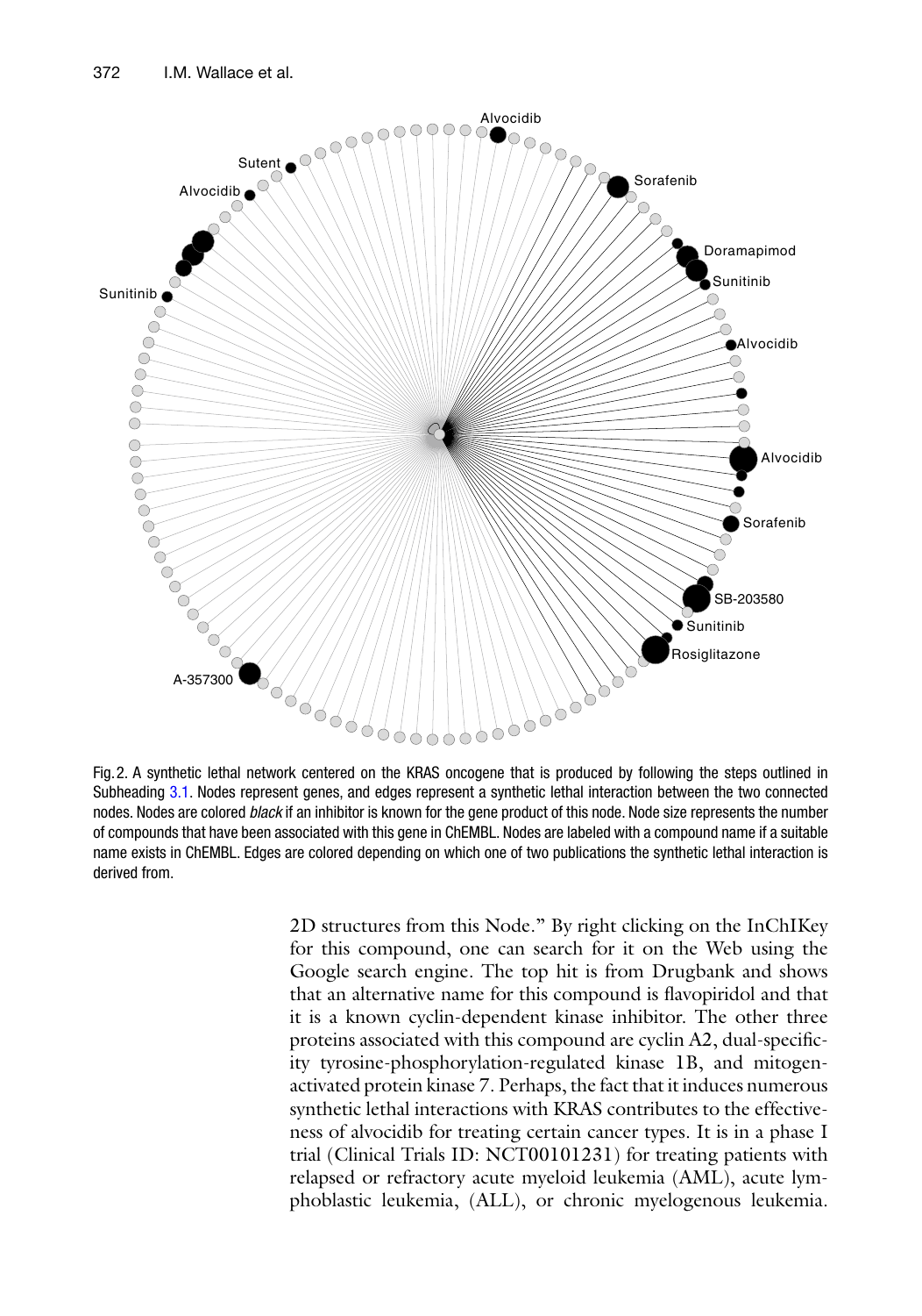Fig. 2. A synthetic lethal network centered on the KRAS oncogene that is produced by following the steps outlined in Subheading 3.1. Nodes represent genes, and edges represent a synthetic lethal interaction between the two connected nodes. Nodes are colored *black* if an inhibitor is known for the gene product of this node. Node size represents the number of compounds that have been associated with this gene in ChEMBL. Nodes are labeled with a compound name if a suitable name exists in ChEMBL. Edges are colored depending on which one of two publications the synthetic lethal interaction is derived from.

2D structures from this Node." By right clicking on the InChIKey for this compound, one can search for it on the Web using the Google search engine. The top hit is from Drugbank and shows that an alternative name for this compound is flavopiridol and that it is a known cyclin-dependent kinase inhibitor. The other three proteins associated with this compound are cyclin A2, dual-specificity tyrosine-phosphorylation-regulated kinase 1B, and mitogen-activated protein kinase 7. Perhaps, the fact that it induces numerous synthetic lethal interactions with KRAS contributes to the effectiveness of alvocidib for treating certain cancer types. It is in a phase I trial (Clinical Trials ID: NCT00101231) for treating patients with relapsed or refractory acute myeloid leukemia (AML), acute lymphoblastic leukemia, (ALL), or chronic myelogenous leukemia.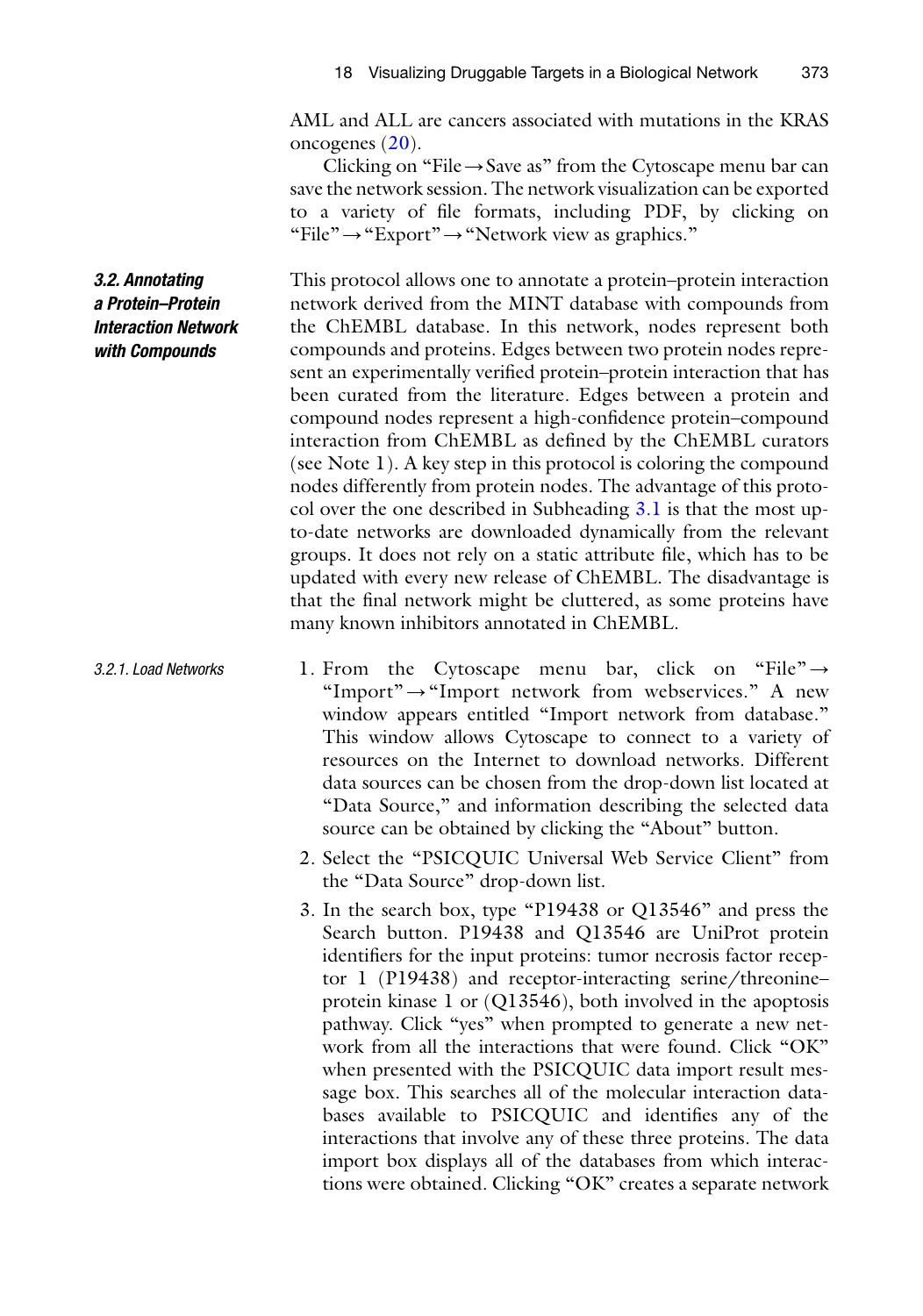AML and ALL are cancers associated with mutations in the KRAS oncogenes (20).

Clicking on "File → Save as" from the Cytoscape menu bar can save the network session. The network visualization can be exported to a variety of file formats, including PDF, by clicking on "File" → "Export" → "Network view as graphics."

### 3.2. Annotating a Protein–Protein Interaction Network with Compounds

This protocol allows one to annotate a protein–protein interaction network derived from the MINT database with compounds from the ChEMBL database. In this network, nodes represent both compounds and proteins. Edges between two protein nodes represent an experimentally verified protein–protein interaction that has been curated from the literature. Edges between a protein and compound nodes represent a high-confidence protein–compound interaction from ChEMBL as defined by the ChEMBL curators (see Note 1). A key step in this protocol is coloring the compound nodes differently from protein nodes. The advantage of this protocol over the one described in Subheading 3.1 is that the most up-to-date networks are downloaded dynamically from the relevant groups. It does not rely on a static attribute file, which has to be updated with every new release of ChEMBL. The disadvantage is that the final network might be cluttered, as some proteins have many known inhibitors annotated in ChEMBL.

#### 3.2.1. Load Networks

1. From the Cytoscape menu bar, click on "File" → "Import" → "Import network from webservices." A new window appears entitled "Import network from database." This window allows Cytoscape to connect to a variety of resources on the Internet to download networks. Different data sources can be chosen from the drop-down list located at "Data Source," and information describing the selected data source can be obtained by clicking the "About" button.
2. Select the "PSICQUIC Universal Web Service Client" from the "Data Source" drop-down list.
3. In the search box, type "P19438 or Q13546" and press the Search button. P19438 and Q13546 are UniProt protein identifiers for the input proteins: tumor necrosis factor receptor 1 (P19438) and receptor-interacting serine/threonine–protein kinase 1 or (Q13546), both involved in the apoptosis pathway. Click "yes" when prompted to generate a new network from all the interactions that were found. Click "OK" when presented with the PSICQUIC data import result message box. This searches all of the molecular interaction databases available to PSICQUIC and identifies any of the interactions that involve any of these three proteins. The data import box displays all of the databases from which interactions were obtained. Clicking "OK" creates a separate network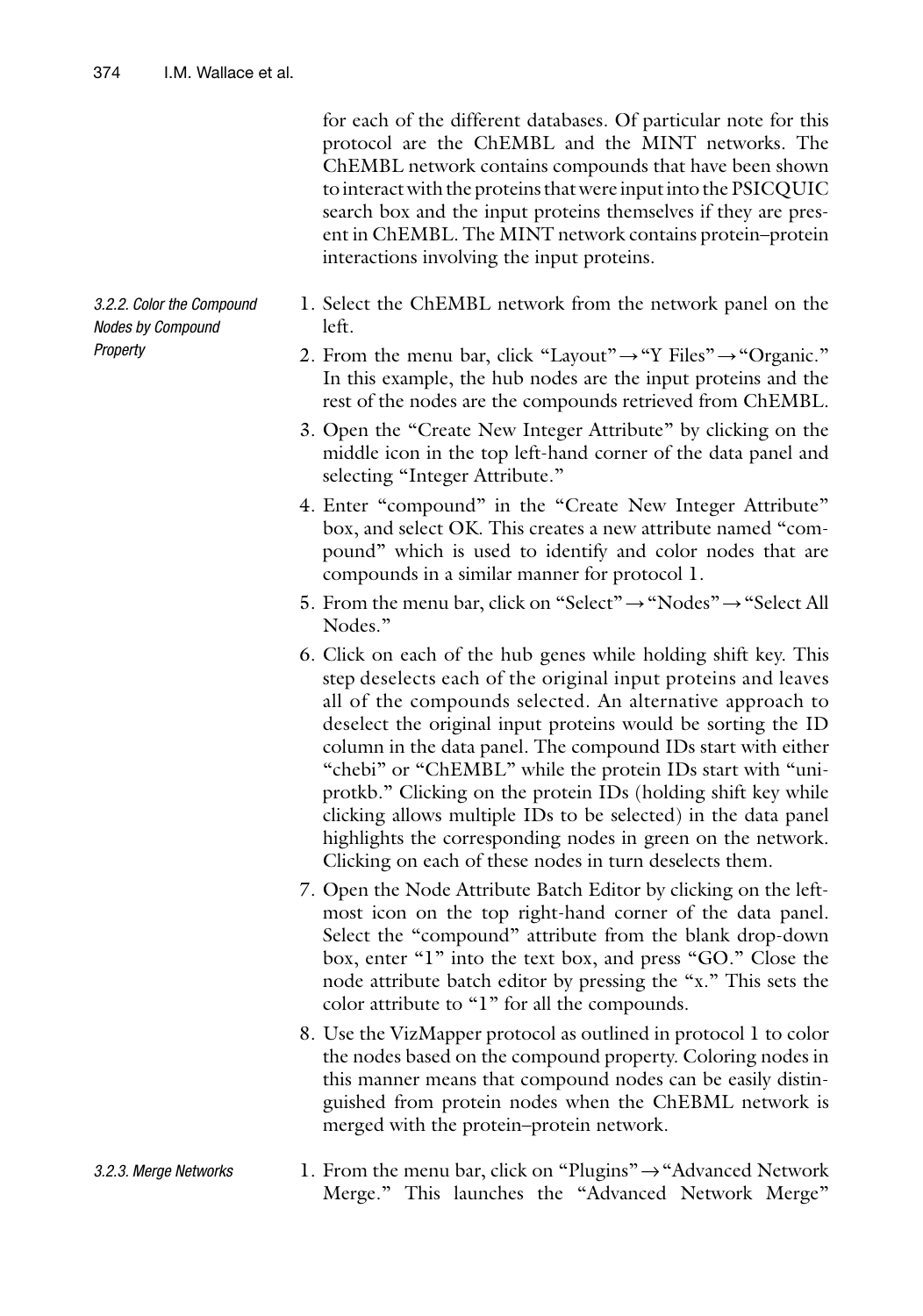for each of the different databases. Of particular note for this protocol are the ChEMBL and the MINT networks. The ChEMBL network contains compounds that have been shown to interact with the proteins that were input into the PSICQUIC search box and the input proteins themselves if they are present in ChEMBL. The MINT network contains protein–protein interactions involving the input proteins.

#### 3.2.2. Color the Compound Nodes by Compound Property

1. Select the ChEMBL network from the network panel on the left.
2. From the menu bar, click "Layout" → "Y Files" → "Organic." In this example, the hub nodes are the input proteins and the rest of the nodes are the compounds retrieved from ChEMBL.
3. Open the "Create New Integer Attribute" by clicking on the middle icon in the top left-hand corner of the data panel and selecting "Integer Attribute."
4. Enter "compound" in the "Create New Integer Attribute" box, and select OK. This creates a new attribute named "compound" which is used to identify and color nodes that are compounds in a similar manner for protocol 1.
5. From the menu bar, click on "Select" → "Nodes" → "Select All Nodes."
6. Click on each of the hub genes while holding shift key. This step deselects each of the original input proteins and leaves all of the compounds selected. An alternative approach to deselect the original input proteins would be sorting the ID column in the data panel. The compound IDs start with either "chebi" or "ChEMBL" while the protein IDs start with "uniprotkb." Clicking on the protein IDs (holding shift key while clicking allows multiple IDs to be selected) in the data panel highlights the corresponding nodes in green on the network. Clicking on each of these nodes in turn deselects them.
7. Open the Node Attribute Batch Editor by clicking on the leftmost icon on the top right-hand corner of the data panel. Select the "compound" attribute from the blank drop-down box, enter "1" into the text box, and press "GO." Close the node attribute batch editor by pressing the "x." This sets the color attribute to "1" for all the compounds.
8. Use the VizMapper protocol as outlined in protocol 1 to color the nodes based on the compound property. Coloring nodes in this manner means that compound nodes can be easily distinguished from protein nodes when the ChEBML network is merged with the protein–protein network.

#### 3.2.3. Merge Networks

1. From the menu bar, click on "Plugins" → "Advanced Network Merge." This launches the "Advanced Network Merge"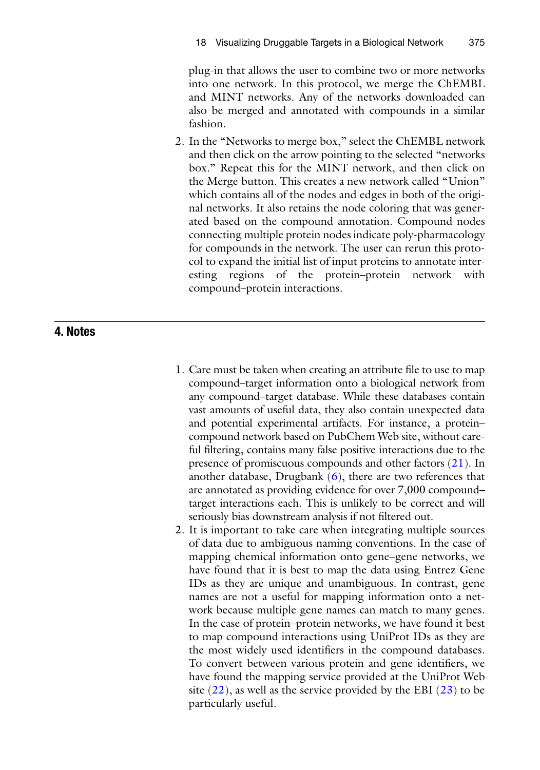plug-in that allows the user to combine two or more networks into one network. In this protocol, we merge the ChEMBL and MINT networks. Any of the networks downloaded can also be merged and annotated with compounds in a similar fashion.

2. In the "Networks to merge box," select the ChEMBL network and then click on the arrow pointing to the selected "networks box." Repeat this for the MINT network, and then click on the Merge button. This creates a new network called "Union" which contains all of the nodes and edges in both of the original networks. It also retains the node coloring that was generated based on the compound annotation. Compound nodes connecting multiple protein nodes indicate poly-pharmacology for compounds in the network. The user can rerun this protocol to expand the initial list of input proteins to annotate interesting regions of the protein–protein network with compound–protein interactions.

## 4. Notes

1. Care must be taken when creating an attribute file to use to map compound–target information onto a biological network from any compound–target database. While these databases contain vast amounts of useful data, they also contain unexpected data and potential experimental artifacts. For instance, a protein–compound network based on PubChem Web site, without careful filtering, contains many false positive interactions due to the presence of promiscuous compounds and other factors (21). In another database, Drugbank (6), there are two references that are annotated as providing evidence for over 7,000 compound–target interactions each. This is unlikely to be correct and will seriously bias downstream analysis if not filtered out.
2. It is important to take care when integrating multiple sources of data due to ambiguous naming conventions. In the case of mapping chemical information onto gene–gene networks, we have found that it is best to map the data using Entrez Gene IDs as they are unique and unambiguous. In contrast, gene names are not a useful for mapping information onto a network because multiple gene names can match to many genes. In the case of protein–protein networks, we have found it best to map compound interactions using UniProt IDs as they are the most widely used identifiers in the compound databases. To convert between various protein and gene identifiers, we have found the mapping service provided at the UniProt Web site (22), as well as the service provided by the EBI (23) to be particularly useful.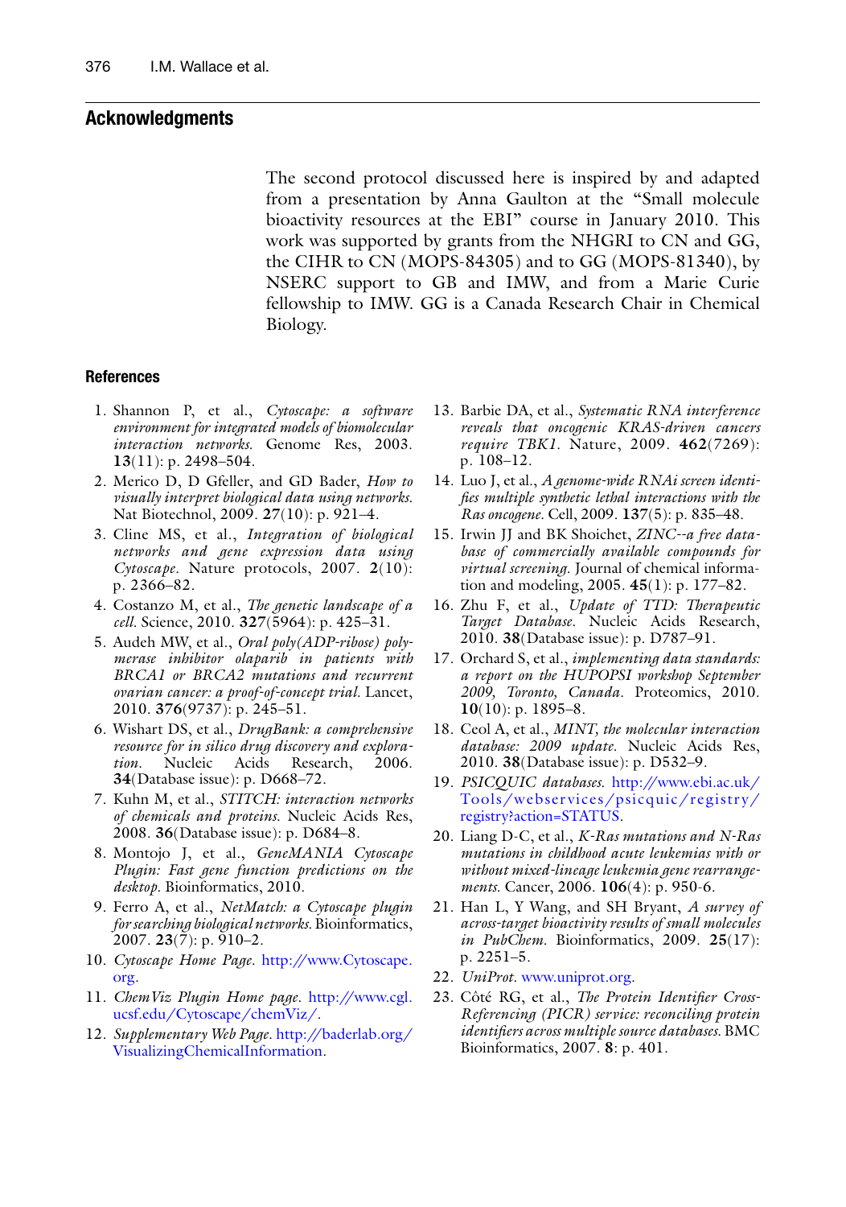## Acknowledgments

The second protocol discussed here is inspired by and adapted from a presentation by Anna Gaulton at the "Small molecule bioactivity resources at the EBI" course in January 2010. This work was supported by grants from the NHGRI to CN and GG, the CIHR to CN (MOPS-84305) and to GG (MOPS-81340), by NSERC support to GB and IMW, and from a Marie Curie fellowship to IMW. GG is a Canada Research Chair in Chemical Biology.

## References

1. Shannon P, et al., *Cytoscape: a software environment for integrated models of biomolecular interaction networks.* Genome Res, 2003. **13**(11): p. 2498–504.
2. Merico D, D Gfeller, and GD Bader, *How to visually interpret biological data using networks.* Nat Biotechnol, 2009. **27**(10): p. 921–4.
3. Cline MS, et al., *Integration of biological networks and gene expression data using Cytoscape.* Nature protocols, 2007. **2**(10): p. 2366–82.
4. Costanzo M, et al., *The genetic landscape of a cell.* Science, 2010. **327**(5964): p. 425–31.
5. Audeh MW, et al., *Oral poly(ADP-ribose) polymerase inhibitor olaparib in patients with BRCA1 or BRCA2 mutations and recurrent ovarian cancer: a proof-of-concept trial.* Lancet, 2010. **376**(9737): p. 245–51.
6. Wishart DS, et al., *DrugBank: a comprehensive resource for in silico drug discovery and exploration.* Nucleic Acids Research, 2006. **34**(Database issue): p. D668–72.
7. Kuhn M, et al., *STITCH: interaction networks of chemicals and proteins.* Nucleic Acids Res, 2008. **36**(Database issue): p. D684–8.
8. Montojo J, et al., *GeneMANIA Cytoscape Plugin: Fast gene function predictions on the desktop.* Bioinformatics, 2010.
9. Ferro A, et al., *NetMatch: a Cytoscape plugin for searching biological networks.* Bioinformatics, 2007. **23**(7): p. 910–2.
10. *Cytoscape Home Page.* http://www.Cytoscape.org.
11. *ChemViz Plugin Home page.* http://www.cgl.ucsf.edu/Cytoscape/chemViz/.
12. *Supplementary Web Page.* http://baderlab.org/VisualizingChemicalInformation.
13. Barbie DA, et al., *Systematic RNA interference reveals that oncogenic KRAS-driven cancers require TBK1.* Nature, 2009. **462**(7269): p. 108–12.
14. Luo J, et al., *A genome-wide RNAi screen identifies multiple synthetic lethal interactions with the Ras oncogene.* Cell, 2009. **137**(5): p. 835–48.
15. Irwin JJ and BK Shoichet, *ZINC--a free database of commercially available compounds for virtual screening.* Journal of chemical information and modeling, 2005. **45**(1): p. 177–82.
16. Zhu F, et al., *Update of TTD: Therapeutic Target Database.* Nucleic Acids Research, 2010. **38**(Database issue): p. D787–91.
17. Orchard S, et al., *implementing data standards: a report on the HUPOPSI workshop September 2009, Toronto, Canada.* Proteomics, 2010. **10**(10): p. 1895–8.
18. Ceol A, et al., *MINT, the molecular interaction database: 2009 update.* Nucleic Acids Res, 2010. **38**(Database issue): p. D532–9.
19. *PSICQUIC databases.* http://www.ebi.ac.uk/Tools/webservices/psicquic/registry/registry?action=STATUS.
20. Liang D-C, et al., *K-Ras mutations and N-Ras mutations in childhood acute leukemias with or without mixed-lineage leukemia gene rearrangements.* Cancer, 2006. **106**(4): p. 950-6.
21. Han L, Y Wang, and SH Bryant, *A survey of across-target bioactivity results of small molecules in PubChem.* Bioinformatics, 2009. **25**(17): p. 2251–5.
22. *UniProt.* www.uniprot.org.
23. Côté RG, et al., *The Protein Identifier Cross-Referencing (PICR) service: reconciling protein identifiers across multiple source databases.* BMC Bioinformatics, 2007. **8**: p. 401.